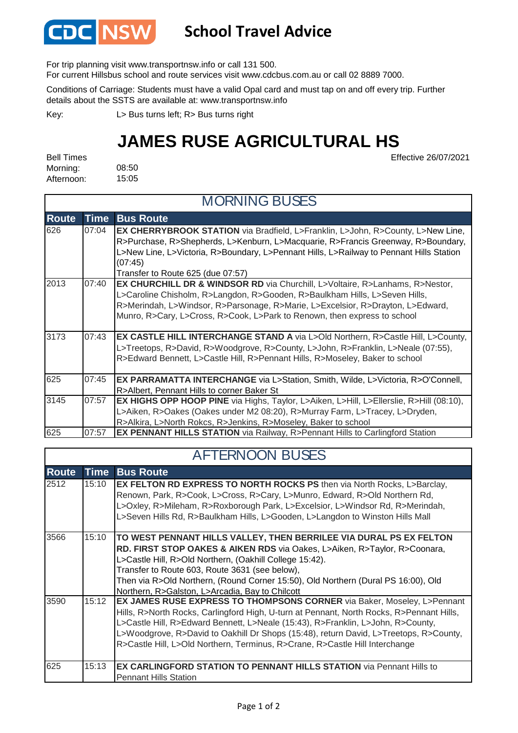# CDC NSW School Travel Advice

For trip planning visit www.transportnsw.info or call 131 500.
For current Hillsbus school and route services visit www.cdcbus.com.au or call 02 8889 7000.

Conditions of Carriage: Students must have a valid Opal card and must tap on and off every trip. Further details about the SSTS are available at: www.transportnsw.info

Key: L> Bus turns left; R> Bus turns right

## JAMES RUSE AGRICULTURAL HS

Effective 26/07/2021

Bell Times
Morning: 08:50
Afternoon: 15:05

### MORNING BUSES

| Route | Time | Bus Route |
|---|---|---|
| 626 | 07:04 | **EX CHERRYBROOK STATION** via Bradfield, L>Franklin, L>John, R>County, L>New Line, R>Purchase, R>Shepherds, L>Kenburn, L>Macquarie, R>Francis Greenway, R>Boundary, L>New Line, L>Victoria, R>Boundary, L>Pennant Hills, L>Railway to Pennant Hills Station (07:45) Transfer to Route 625 (due 07:57) |
| 2013 | 07:40 | **EX CHURCHILL DR & WINDSOR RD** via Churchill, L>Voltaire, R>Lanhams, R>Nestor, L>Caroline Chisholm, R>Langdon, R>Gooden, R>Baulkham Hills, L>Seven Hills, R>Merindah, L>Windsor, R>Parsonage, R>Marie, L>Excelsior, R>Drayton, L>Edward, Munro, R>Cary, L>Cross, R>Cook, L>Park to Renown, then express to school |
| 3173 | 07:43 | **EX CASTLE HILL INTERCHANGE STAND A** via L>Old Northern, R>Castle Hill, L>County, L>Treetops, R>David, R>Woodgrove, R>County, L>John, R>Franklin, L>Neale (07:55), R>Edward Bennett, L>Castle Hill, R>Pennant Hills, R>Moseley, Baker to school |
| 625 | 07:45 | **EX PARRAMATTA INTERCHANGE** via L>Station, Smith, Wilde, L>Victoria, R>O'Connell, R>Albert, Pennant Hills to corner Baker St |
| 3145 | 07:57 | **EX HIGHS OPP HOOP PINE** via Highs, Taylor, L>Aiken, L>Hill, L>Ellerslie, R>Hill (08:10), L>Aiken, R>Oakes (Oakes under M2 08:20), R>Murray Farm, L>Tracey, L>Dryden, R>Alkira, L>North Rokcs, R>Jenkins, R>Moseley, Baker to school |
| 625 | 07:57 | **EX PENNANT HILLS STATION** via Railway, R>Pennant Hills to Carlingford Station |

### AFTERNOON BUSES

| Route | Time | Bus Route |
|---|---|---|
| 2512 | 15:10 | **EX FELTON RD EXPRESS TO NORTH ROCKS PS** then via North Rocks, L>Barclay, Renown, Park, R>Cook, L>Cross, R>Cary, L>Munro, Edward, R>Old Northern Rd, L>Oxley, R>Mileham, R>Roxborough Park, L>Excelsior, L>Windsor Rd, R>Merindah, L>Seven Hills Rd, R>Baulkham Hills, L>Gooden, L>Langdon to Winston Hills Mall |
| 3566 | 15:10 | **TO WEST PENNANT HILLS VALLEY, THEN BERRILEE VIA DURAL PS EX FELTON RD. FIRST STOP OAKES & AIKEN RDS** via Oakes, L>Aiken, R>Taylor, R>Coonara, L>Castle Hill, R>Old Northern, (Oakhill College 15:42). Transfer to Route 603, Route 3631 (see below), Then via R>Old Northern, (Round Corner 15:50), Old Northern (Dural PS 16:00), Old Northern, R>Galston, L>Arcadia, Bay to Chilcott |
| 3590 | 15:12 | **EX JAMES RUSE EXPRESS TO THOMPSONS CORNER** via Baker, Moseley, L>Pennant Hills, R>North Rocks, Carlingford High, U-turn at Pennant, North Rocks, R>Pennant Hills, L>Castle Hill, R>Edward Bennett, L>Neale (15:43), R>Franklin, L>John, R>County, L>Woodgrove, R>David to Oakhill Dr Shops (15:48), return David, L>Treetops, R>County, R>Castle Hill, L>Old Northern, Terminus, R>Crane, R>Castle Hill Interchange |
| 625 | 15:13 | **EX CARLINGFORD STATION TO PENNANT HILLS STATION** via Pennant Hills to Pennant Hills Station |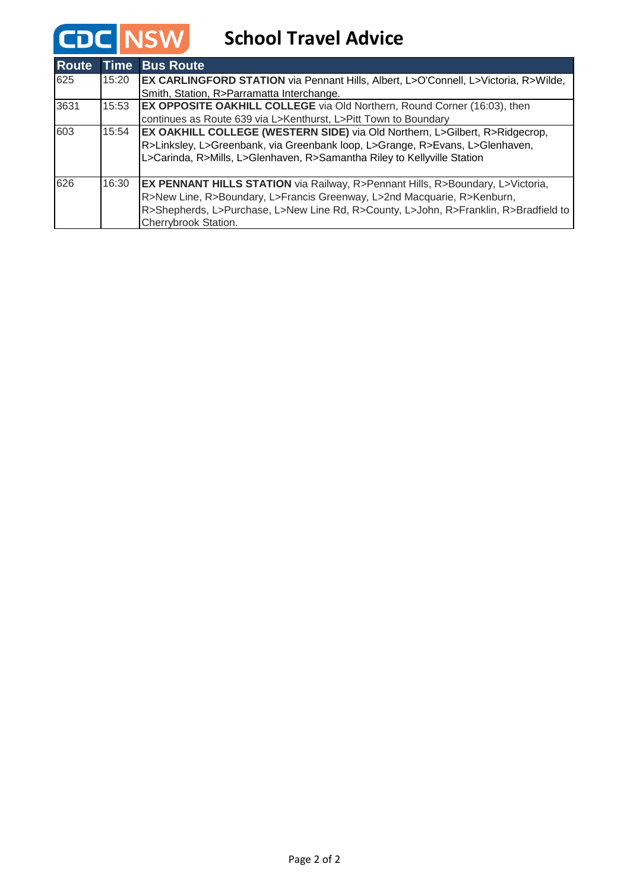# CDC NSW School Travel Advice

| Route | Time | Bus Route |
|---|---|---|
| 625 | 15:20 | **EX CARLINGFORD STATION** via Pennant Hills, Albert, L>O'Connell, L>Victoria, R>Wilde, Smith, Station, R>Parramatta Interchange. |
| 3631 | 15:53 | **EX OPPOSITE OAKHILL COLLEGE** via Old Northern, Round Corner (16:03), then continues as Route 639 via L>Kenthurst, L>Pitt Town to Boundary |
| 603 | 15:54 | **EX OAKHILL COLLEGE (WESTERN SIDE)** via Old Northern, L>Gilbert, R>Ridgecrop, R>Linksley, L>Greenbank, via Greenbank loop, L>Grange, R>Evans, L>Glenhaven, L>Carinda, R>Mills, L>Glenhaven, R>Samantha Riley to Kellyville Station |
| 626 | 16:30 | **EX PENNANT HILLS STATION** via Railway, R>Pennant Hills, R>Boundary, L>Victoria, R>New Line, R>Boundary, L>Francis Greenway, L>2nd Macquarie, R>Kenburn, R>Shepherds, L>Purchase, L>New Line Rd, R>County, L>John, R>Franklin, R>Bradfield to Cherrybrook Station. |